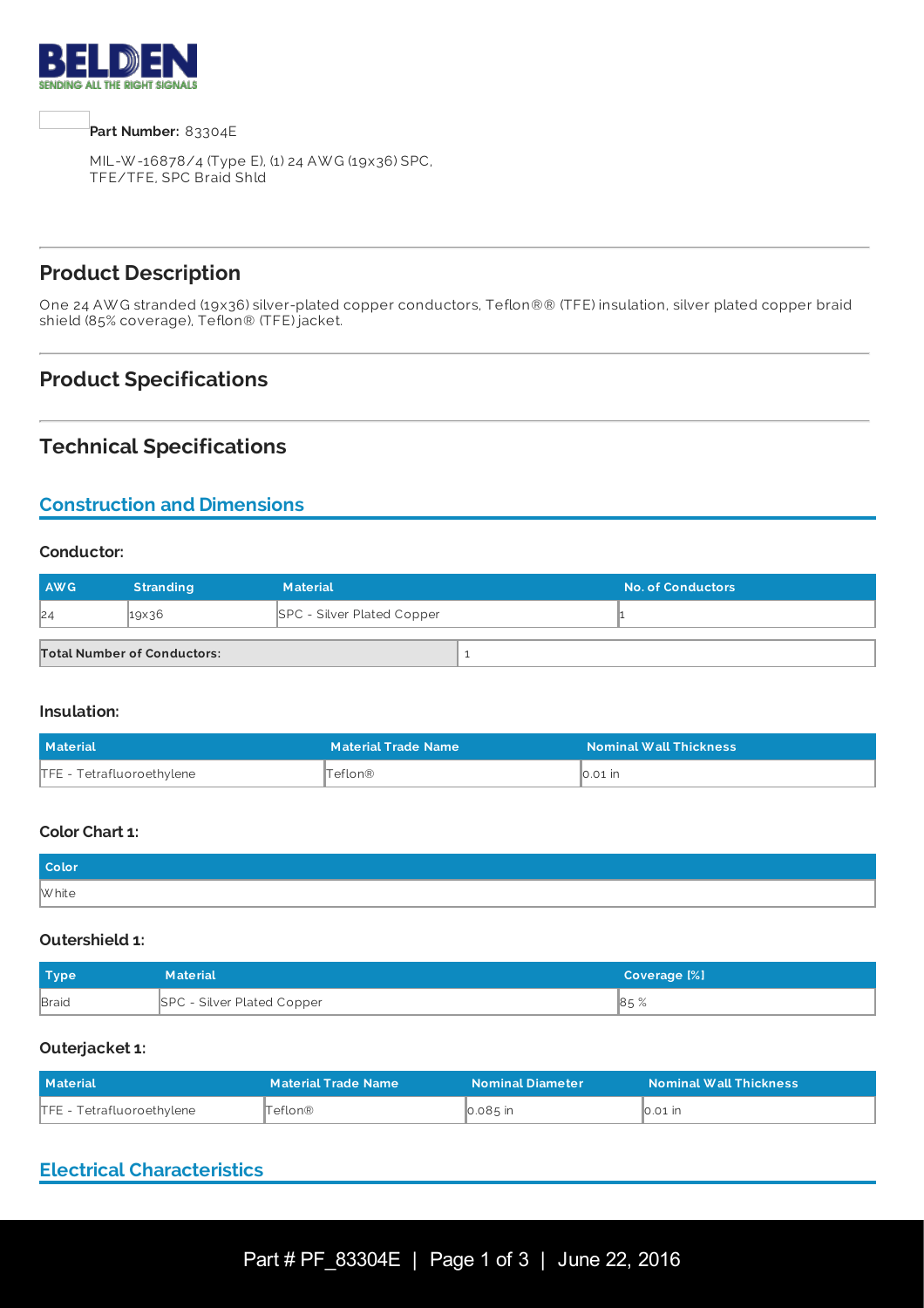**Part Number:** 83304E

MIL-W-16878/4 (Type E), (1) 24 AWG (19x36) SPC, TFE/TFE, SPC Braid Shld

## Product Description

One 24 AWG stranded (19x36) silver-plated copper conductors, Teflon®® (TFE) insulation, silver plated copper braid shield (85% coverage), Teflon® (TFE) jacket.

## Product Specifications

## Technical Specifications

### Construction and Dimensions

#### Conductor:

| AWG | Stranding | Material | No. of Conductors |
|---|---|---|---|
| 24 | 19x36 | SPC - Silver Plated Copper | 1 |

| Total Number of Conductors: | 1 |
|---|---|

#### Insulation:

| Material | Material Trade Name | Nominal Wall Thickness |
|---|---|---|
| TFE - Tetrafluoroethylene | Teflon® | 0.01 in |

#### Color Chart 1:

| Color |
|---|
| White |

#### Outershield 1:

| Type | Material | Coverage [%] |
|---|---|---|
| Braid | SPC - Silver Plated Copper | 85 % |

#### Outerjacket 1:

| Material | Material Trade Name | Nominal Diameter | Nominal Wall Thickness |
|---|---|---|---|
| TFE - Tetrafluoroethylene | Teflon® | 0.085 in | 0.01 in |

### Electrical Characteristics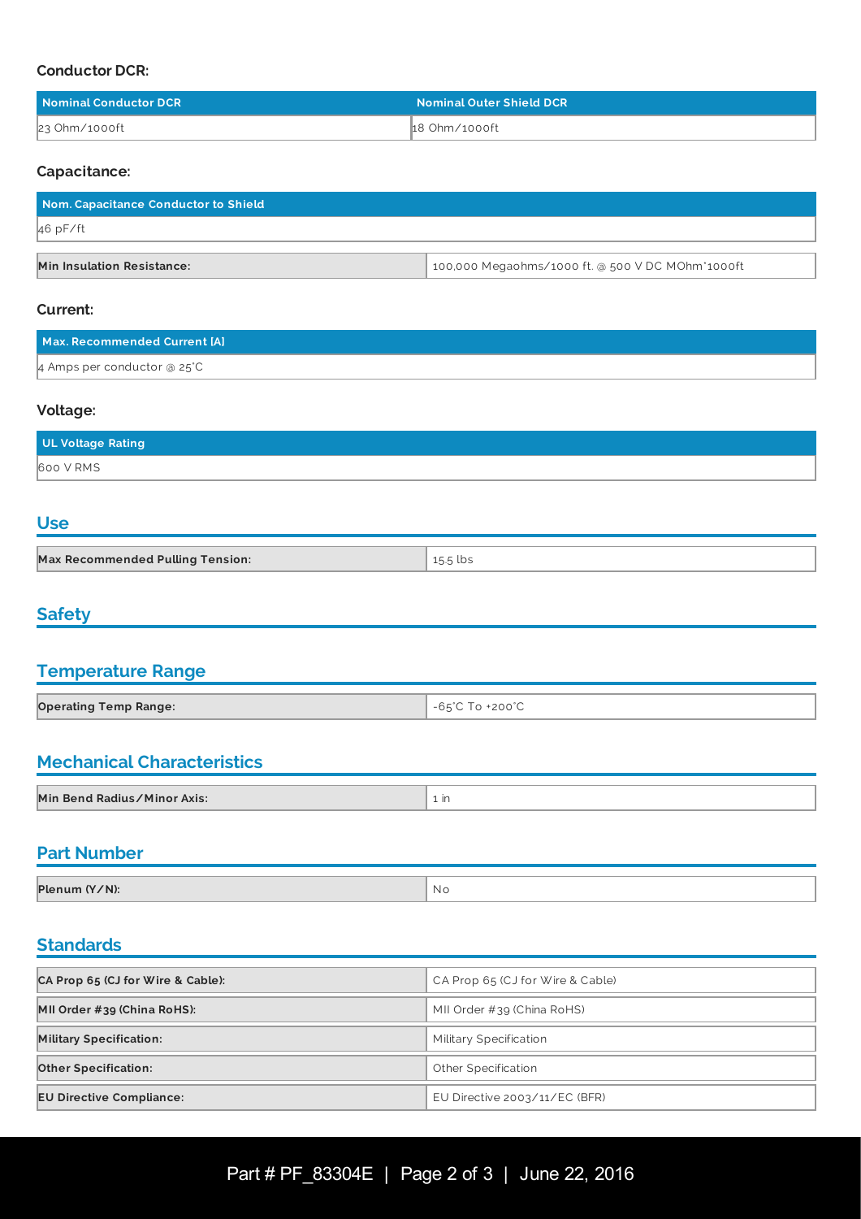### Conductor DCR:

| Nominal Conductor DCR | Nominal Outer Shield DCR |
| --- | --- |
| 23 Ohm/1000ft | 18 Ohm/1000ft |

### Capacitance:

| Nom. Capacitance Conductor to Shield |
| --- |
| 46 pF/ft |

| | |
| --- | --- |
| **Min Insulation Resistance:** | 100,000 Megaohms/1000 ft. @ 500 V DC MOhm*1000ft |

### Current:

| Max. Recommended Current [A] |
| --- |
| 4 Amps per conductor @ 25°C |

### Voltage:

| UL Voltage Rating |
| --- |
| 600 V RMS |

## Use

| | |
| --- | --- |
| **Max Recommended Pulling Tension:** | 15.5 lbs |

## Safety

## Temperature Range

| | |
| --- | --- |
| **Operating Temp Range:** | -65°C To +200°C |

## Mechanical Characteristics

| | |
| --- | --- |
| **Min Bend Radius/Minor Axis:** | 1 in |

## Part Number

| | |
| --- | --- |
| **Plenum (Y/N):** | No |

## Standards

| | |
| --- | --- |
| **CA Prop 65 (CJ for Wire & Cable):** | CA Prop 65 (CJ for Wire & Cable) |
| **MII Order #39 (China RoHS):** | MII Order #39 (China RoHS) |
| **Military Specification:** | Military Specification |
| **Other Specification:** | Other Specification |
| **EU Directive Compliance:** | EU Directive 2003/11/EC (BFR) |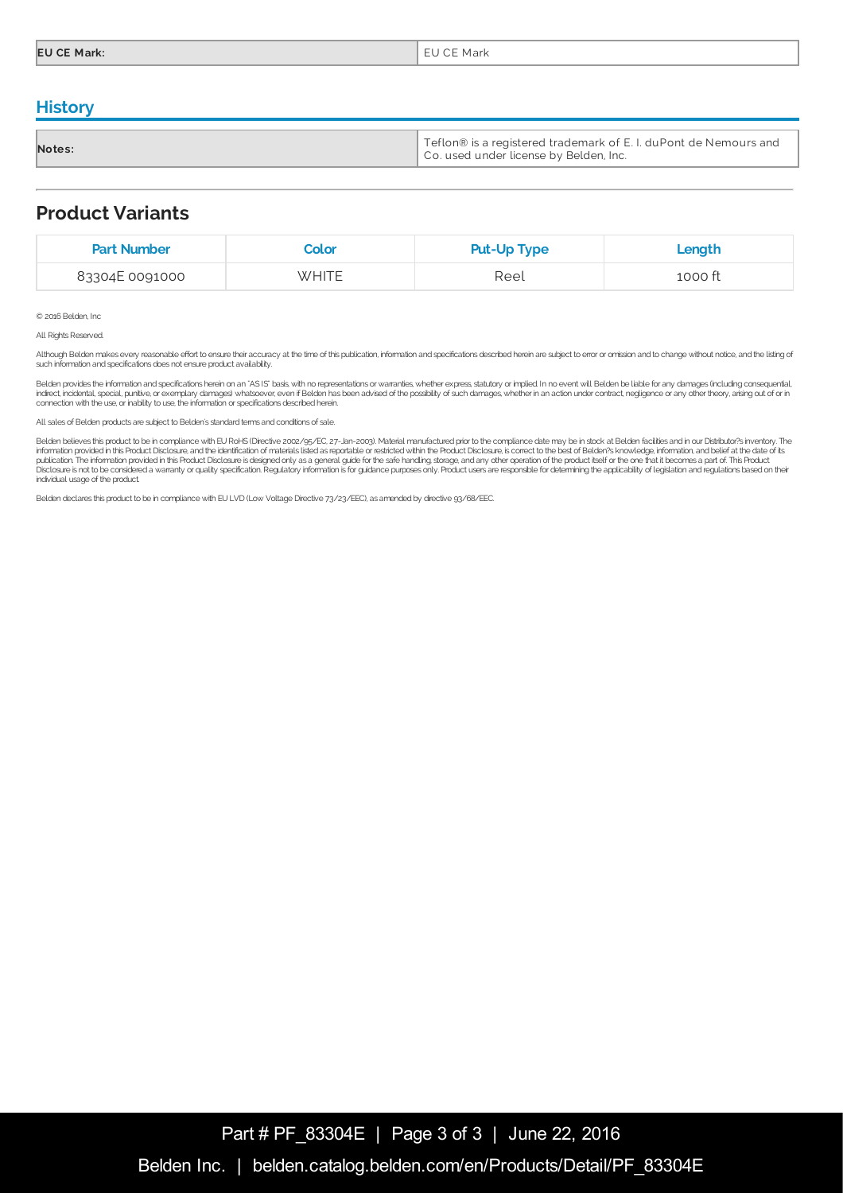| | |
|---|---|
| **EU CE Mark:** | EU CE Mark |

## History

| | |
|---|---|
| **Notes:** | Teflon® is a registered trademark of E. I. duPont de Nemours and Co. used under license by Belden, Inc. |

## Product Variants

| Part Number | Color | Put-Up Type | Length |
|---|---|---|---|
| 83304E 0091000 | WHITE | Reel | 1000 ft |

© 2016 Belden, Inc

All Rights Reserved.

Although Belden makes every reasonable effort to ensure their accuracy at the time of this publication, information and specifications described herein are subject to error or omission and to change without notice, and the listing of such information and specifications does not ensure product availability.

Belden provides the information and specifications herein on an "AS IS" basis, with no representations or warranties, whether express, statutory or implied. In no event will Belden be liable for any damages (including consequential, indirect, incidental, special, punitive, or exemplary damages) whatsoever, even if Belden has been advised of the possibility of such damages, whether in an action under contract, negligence or any other theory, arising out of or in connection with the use, or inability to use, the information or specifications described herein.

All sales of Belden products are subject to Belden's standard terms and conditions of sale.

Belden believes this product to be in compliance with EU RoHS (Directive 2002/95/EC, 27-Jan-2003). Material manufactured prior to the compliance date may be in stock at Belden facilities and in our Distributor?s inventory. The information provided in this Product Disclosure, and the identification of materials listed as reportable or restricted within the Product Disclosure, is correct to the best of Belden?s knowledge, information, and belief at the date of its publication. The information provided in this Product Disclosure is designed only as a general guide for the safe handling, storage, and any other operation of the product itself or the one that it becomes a part of. This Product Disclosure is not to be considered a warranty or quality specification. Regulatory information is for guidance purposes only. Product users are responsible for determining the applicability of legislation and regulations based on their individual usage of the product.

Belden declares this product to be in compliance with EU LVD (Low Voltage Directive 73/23/EEC), as amended by directive 93/68/EEC.